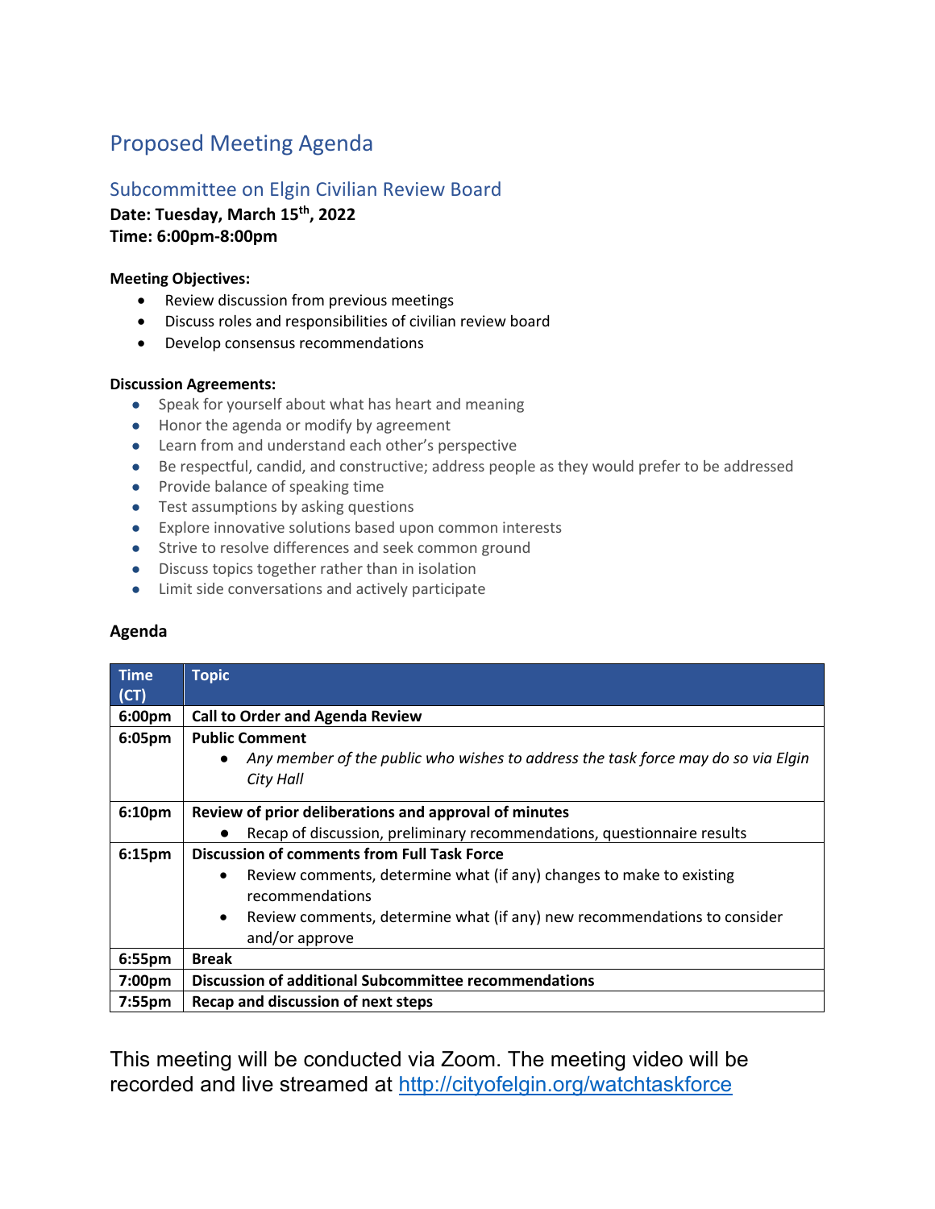# Proposed Meeting Agenda

## Subcommittee on Elgin Civilian Review Board

**Date: Tuesday, March 15th, 2022**
**Time: 6:00pm-8:00pm**

**Meeting Objectives:**

- Review discussion from previous meetings
- Discuss roles and responsibilities of civilian review board
- Develop consensus recommendations

**Discussion Agreements:**

- Speak for yourself about what has heart and meaning
- Honor the agenda or modify by agreement
- Learn from and understand each other's perspective
- Be respectful, candid, and constructive; address people as they would prefer to be addressed
- Provide balance of speaking time
- Test assumptions by asking questions
- Explore innovative solutions based upon common interests
- Strive to resolve differences and seek common ground
- Discuss topics together rather than in isolation
- Limit side conversations and actively participate

### Agenda

| Time (CT) | Topic |
|---|---|
| 6:00pm | **Call to Order and Agenda Review** |
| 6:05pm | **Public Comment**<br>• *Any member of the public who wishes to address the task force may do so via Elgin City Hall* |
| 6:10pm | **Review of prior deliberations and approval of minutes**<br>• Recap of discussion, preliminary recommendations, questionnaire results |
| 6:15pm | **Discussion of comments from Full Task Force**<br>• Review comments, determine what (if any) changes to make to existing recommendations<br>• Review comments, determine what (if any) new recommendations to consider and/or approve |
| 6:55pm | **Break** |
| 7:00pm | **Discussion of additional Subcommittee recommendations** |
| 7:55pm | **Recap and discussion of next steps** |

This meeting will be conducted via Zoom. The meeting video will be recorded and live streamed at http://cityofelgin.org/watchtaskforce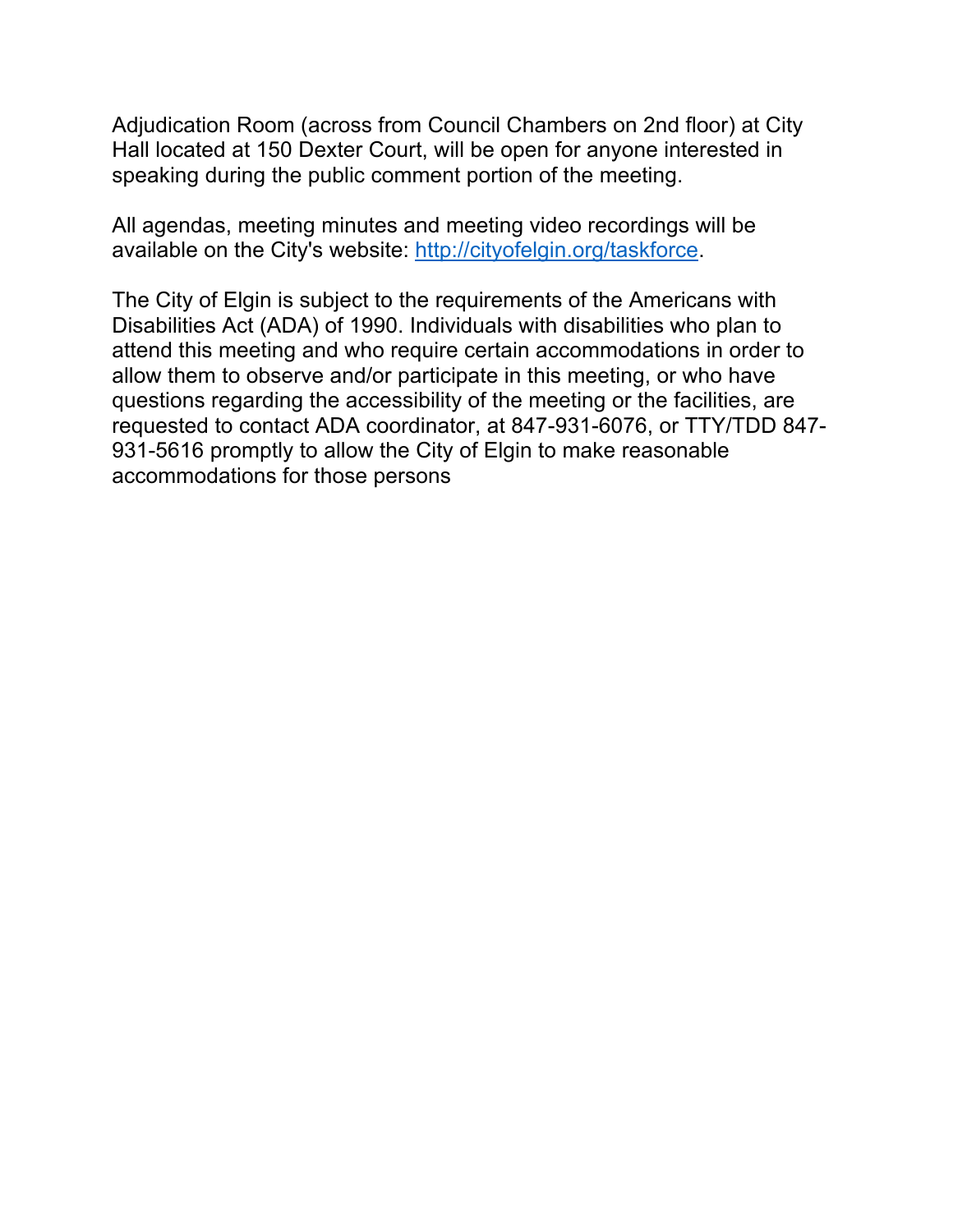Adjudication Room (across from Council Chambers on 2nd floor) at City Hall located at 150 Dexter Court, will be open for anyone interested in speaking during the public comment portion of the meeting.

All agendas, meeting minutes and meeting video recordings will be available on the City's website: [http://cityofelgin.org/taskforce](http://cityofelgin.org/taskforce).

The City of Elgin is subject to the requirements of the Americans with Disabilities Act (ADA) of 1990. Individuals with disabilities who plan to attend this meeting and who require certain accommodations in order to allow them to observe and/or participate in this meeting, or who have questions regarding the accessibility of the meeting or the facilities, are requested to contact ADA coordinator, at 847-931-6076, or TTY/TDD 847-931-5616 promptly to allow the City of Elgin to make reasonable accommodations for those persons